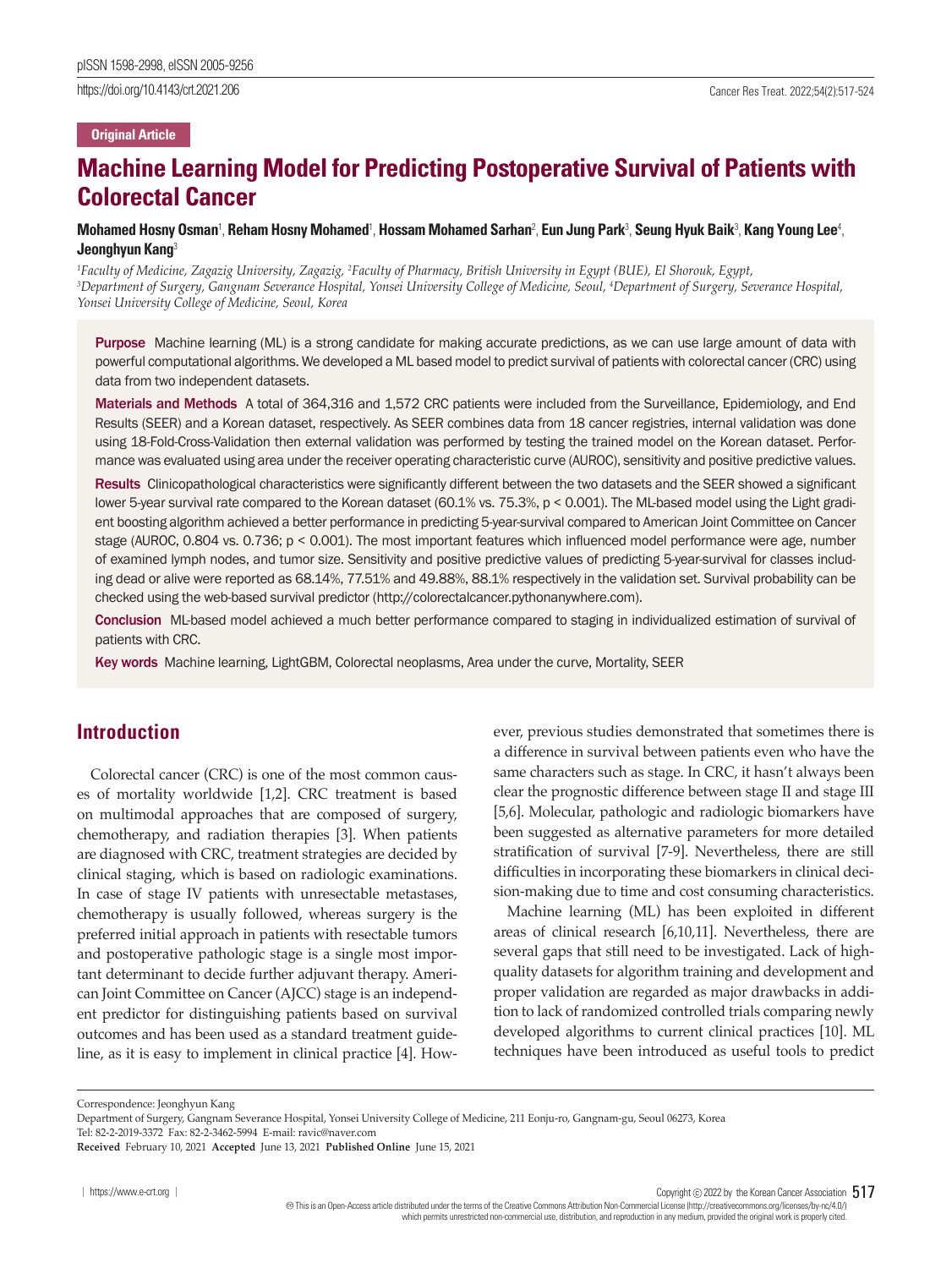Original Article

# Machine Learning Model for Predicting Postoperative Survival of Patients with Colorectal Cancer

**Mohamed Hosny Osman**[1], **Reham Hosny Mohamed**[1], **Hossam Mohamed Sarhan**[2], **Eun Jung Park**[3], **Seung Hyuk Baik**[3], **Kang Young Lee**[4], **Jeonghyun Kang**[3]

*[1]Faculty of Medicine, Zagazig University, Zagazig, [2]Faculty of Pharmacy, British University in Egypt (BUE), El Shorouk, Egypt, [3]Department of Surgery, Gangnam Severance Hospital, Yonsei University College of Medicine, Seoul, [4]Department of Surgery, Severance Hospital, Yonsei University College of Medicine, Seoul, Korea*

**Purpose** Machine learning (ML) is a strong candidate for making accurate predictions, as we can use large amount of data with powerful computational algorithms. We developed a ML based model to predict survival of patients with colorectal cancer (CRC) using data from two independent datasets.

**Materials and Methods** A total of 364,316 and 1,572 CRC patients were included from the Surveillance, Epidemiology, and End Results (SEER) and a Korean dataset, respectively. As SEER combines data from 18 cancer registries, internal validation was done using 18-Fold-Cross-Validation then external validation was performed by testing the trained model on the Korean dataset. Performance was evaluated using area under the receiver operating characteristic curve (AUROC), sensitivity and positive predictive values.

**Results** Clinicopathological characteristics were significantly different between the two datasets and the SEER showed a significant lower 5-year survival rate compared to the Korean dataset (60.1% vs. 75.3%, $p < 0.001$). The ML-based model using the Light gradient boosting algorithm achieved a better performance in predicting 5-year-survival compared to American Joint Committee on Cancer stage (AUROC, 0.804 vs. 0.736; $p < 0.001$). The most important features which influenced model performance were age, number of examined lymph nodes, and tumor size. Sensitivity and positive predictive values of predicting 5-year-survival for classes including dead or alive were reported as 68.14%, 77.51% and 49.88%, 88.1% respectively in the validation set. Survival probability can be checked using the web-based survival predictor (http://colorectalcancer.pythonanywhere.com).

**Conclusion** ML-based model achieved a much better performance compared to staging in individualized estimation of survival of patients with CRC.

**Key words** Machine learning, LightGBM, Colorectal neoplasms, Area under the curve, Mortality, SEER

## Introduction

Colorectal cancer (CRC) is one of the most common causes of mortality worldwide [1,2]. CRC treatment is based on multimodal approaches that are composed of surgery, chemotherapy, and radiation therapies [3]. When patients are diagnosed with CRC, treatment strategies are decided by clinical staging, which is based on radiologic examinations. In case of stage IV patients with unresectable metastases, chemotherapy is usually followed, whereas surgery is the preferred initial approach in patients with resectable tumors and postoperative pathologic stage is a single most important determinant to decide further adjuvant therapy. American Joint Committee on Cancer (AJCC) stage is an independent predictor for distinguishing patients based on survival outcomes and has been used as a standard treatment guideline, as it is easy to implement in clinical practice [4]. However, previous studies demonstrated that sometimes there is a difference in survival between patients even who have the same characters such as stage. In CRC, it hasn't always been clear the prognostic difference between stage II and stage III [5,6]. Molecular, pathologic and radiologic biomarkers have been suggested as alternative parameters for more detailed stratification of survival [7-9]. Nevertheless, there are still difficulties in incorporating these biomarkers in clinical decision-making due to time and cost consuming characteristics.

Machine learning (ML) has been exploited in different areas of clinical research [6,10,11]. Nevertheless, there are several gaps that still need to be investigated. Lack of high-quality datasets for algorithm training and development and proper validation are regarded as major drawbacks in addition to lack of randomized controlled trials comparing newly developed algorithms to current clinical practices [10]. ML techniques have been introduced as useful tools to predict

Correspondence: Jeonghyun Kang
Department of Surgery, Gangnam Severance Hospital, Yonsei University College of Medicine, 211 Eonju-ro, Gangnam-gu, Seoul 06273, Korea
Tel: 82-2-2019-3372 Fax: 82-2-3462-5994 E-mail: ravic@naver.com
**Received** February 10, 2021 **Accepted** June 13, 2021 **Published Online** June 15, 2021

This is an Open-Access article distributed under the terms of the Creative Commons Attribution Non-Commercial License (http://creativecommons.org/licenses/by-nc/4.0/) which permits unrestricted non-commercial use, distribution, and reproduction in any medium, provided the original work is properly cited.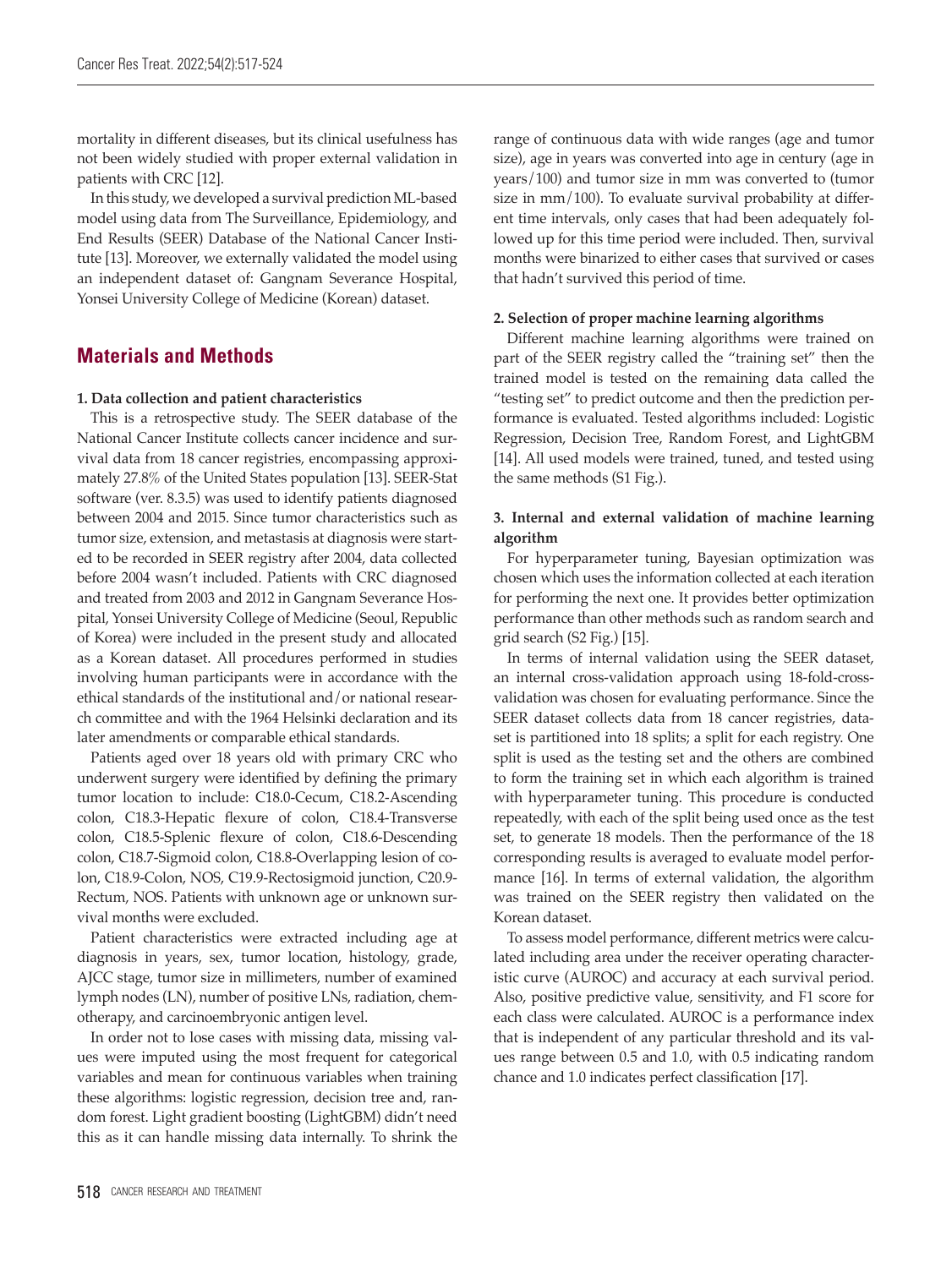mortality in different diseases, but its clinical usefulness has not been widely studied with proper external validation in patients with CRC [12].

In this study, we developed a survival prediction ML-based model using data from The Surveillance, Epidemiology, and End Results (SEER) Database of the National Cancer Institute [13]. Moreover, we externally validated the model using an independent dataset of: Gangnam Severance Hospital, Yonsei University College of Medicine (Korean) dataset.

## Materials and Methods

### 1. Data collection and patient characteristics

This is a retrospective study. The SEER database of the National Cancer Institute collects cancer incidence and survival data from 18 cancer registries, encompassing approximately 27.8% of the United States population [13]. SEER-Stat software (ver. 8.3.5) was used to identify patients diagnosed between 2004 and 2015. Since tumor characteristics such as tumor size, extension, and metastasis at diagnosis were started to be recorded in SEER registry after 2004, data collected before 2004 wasn't included. Patients with CRC diagnosed and treated from 2003 and 2012 in Gangnam Severance Hospital, Yonsei University College of Medicine (Seoul, Republic of Korea) were included in the present study and allocated as a Korean dataset. All procedures performed in studies involving human participants were in accordance with the ethical standards of the institutional and/or national research committee and with the 1964 Helsinki declaration and its later amendments or comparable ethical standards.

Patients aged over 18 years old with primary CRC who underwent surgery were identified by defining the primary tumor location to include: C18.0-Cecum, C18.2-Ascending colon, C18.3-Hepatic flexure of colon, C18.4-Transverse colon, C18.5-Splenic flexure of colon, C18.6-Descending colon, C18.7-Sigmoid colon, C18.8-Overlapping lesion of colon, C18.9-Colon, NOS, C19.9-Rectosigmoid junction, C20.9-Rectum, NOS. Patients with unknown age or unknown survival months were excluded.

Patient characteristics were extracted including age at diagnosis in years, sex, tumor location, histology, grade, AJCC stage, tumor size in millimeters, number of examined lymph nodes (LN), number of positive LNs, radiation, chemotherapy, and carcinoembryonic antigen level.

In order not to lose cases with missing data, missing values were imputed using the most frequent for categorical variables and mean for continuous variables when training these algorithms: logistic regression, decision tree and, random forest. Light gradient boosting (LightGBM) didn't need this as it can handle missing data internally. To shrink the range of continuous data with wide ranges (age and tumor size), age in years was converted into age in century (age in years/100) and tumor size in mm was converted to (tumor size in mm/100). To evaluate survival probability at different time intervals, only cases that had been adequately followed up for this time period were included. Then, survival months were binarized to either cases that survived or cases that hadn't survived this period of time.

### 2. Selection of proper machine learning algorithms

Different machine learning algorithms were trained on part of the SEER registry called the "training set" then the trained model is tested on the remaining data called the "testing set" to predict outcome and then the prediction performance is evaluated. Tested algorithms included: Logistic Regression, Decision Tree, Random Forest, and LightGBM [14]. All used models were trained, tuned, and tested using the same methods (S1 Fig.).

### 3. Internal and external validation of machine learning algorithm

For hyperparameter tuning, Bayesian optimization was chosen which uses the information collected at each iteration for performing the next one. It provides better optimization performance than other methods such as random search and grid search (S2 Fig.) [15].

In terms of internal validation using the SEER dataset, an internal cross-validation approach using 18-fold-cross-validation was chosen for evaluating performance. Since the SEER dataset collects data from 18 cancer registries, dataset is partitioned into 18 splits; a split for each registry. One split is used as the testing set and the others are combined to form the training set in which each algorithm is trained with hyperparameter tuning. This procedure is conducted repeatedly, with each of the split being used once as the test set, to generate 18 models. Then the performance of the 18 corresponding results is averaged to evaluate model performance [16]. In terms of external validation, the algorithm was trained on the SEER registry then validated on the Korean dataset.

To assess model performance, different metrics were calculated including area under the receiver operating characteristic curve (AUROC) and accuracy at each survival period. Also, positive predictive value, sensitivity, and F1 score for each class were calculated. AUROC is a performance index that is independent of any particular threshold and its values range between 0.5 and 1.0, with 0.5 indicating random chance and 1.0 indicates perfect classification [17].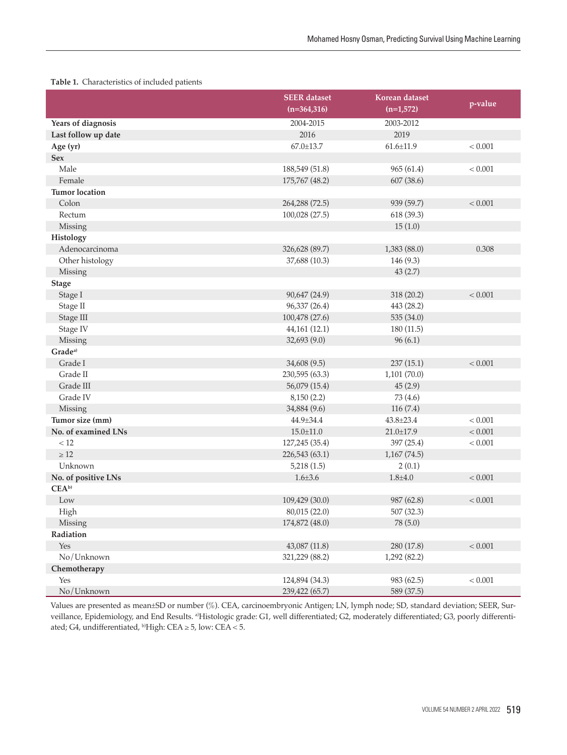**Table 1.** Characteristics of included patients

| | SEER dataset (n=364,316) | Korean dataset (n=1,572) | p-value |
|---|---|---|---|
| **Years of diagnosis** | 2004-2015 | 2003-2012 | |
| **Last follow up date** | 2016 | 2019 | |
| **Age (yr)** | 67.0±13.7 | 61.6±11.9 | < 0.001 |
| **Sex** | | | |
| Male | 188,549 (51.8) | 965 (61.4) | < 0.001 |
| Female | 175,767 (48.2) | 607 (38.6) | |
| **Tumor location** | | | |
| Colon | 264,288 (72.5) | 939 (59.7) | < 0.001 |
| Rectum | 100,028 (27.5) | 618 (39.3) | |
| Missing | | 15 (1.0) | |
| **Histology** | | | |
| Adenocarcinoma | 326,628 (89.7) | 1,383 (88.0) | 0.308 |
| Other histology | 37,688 (10.3) | 146 (9.3) | |
| Missing | | 43 (2.7) | |
| **Stage** | | | |
| Stage I | 90,647 (24.9) | 318 (20.2) | < 0.001 |
| Stage II | 96,337 (26.4) | 443 (28.2) | |
| Stage III | 100,478 (27.6) | 535 (34.0) | |
| Stage IV | 44,161 (12.1) | 180 (11.5) | |
| Missing | 32,693 (9.0) | 96 (6.1) | |
| **Grade**[a] | | | |
| Grade I | 34,608 (9.5) | 237 (15.1) | < 0.001 |
| Grade II | 230,595 (63.3) | 1,101 (70.0) | |
| Grade III | 56,079 (15.4) | 45 (2.9) | |
| Grade IV | 8,150 (2.2) | 73 (4.6) | |
| Missing | 34,884 (9.6) | 116 (7.4) | |
| **Tumor size (mm)** | 44.9±34.4 | 43.8±23.4 | < 0.001 |
| **No. of examined LNs** | 15.0±11.0 | 21.0±17.9 | < 0.001 |
| < 12 | 127,245 (35.4) | 397 (25.4) | < 0.001 |
| ≥ 12 | 226,543 (63.1) | 1,167 (74.5) | |
| Unknown | 5,218 (1.5) | 2 (0.1) | |
| **No. of positive LNs** | 1.6±3.6 | 1.8±4.0 | < 0.001 |
| **CEA**[b] | | | |
| Low | 109,429 (30.0) | 987 (62.8) | < 0.001 |
| High | 80,015 (22.0) | 507 (32.3) | |
| Missing | 174,872 (48.0) | 78 (5.0) | |
| **Radiation** | | | |
| Yes | 43,087 (11.8) | 280 (17.8) | < 0.001 |
| No/Unknown | 321,229 (88.2) | 1,292 (82.2) | |
| **Chemotherapy** | | | |
| Yes | 124,894 (34.3) | 983 (62.5) | < 0.001 |
| No/Unknown | 239,422 (65.7) | 589 (37.5) | |

Values are presented as mean±SD or number (%). CEA, carcinoembryonic Antigen; LN, lymph node; SD, standard deviation; SEER, Surveillance, Epidemiology, and End Results. [a]Histologic grade: G1, well differentiated; G2, moderately differentiated; G3, poorly differentiated; G4, undifferentiated, [b]High: CEA ≥ 5, low: CEA < 5.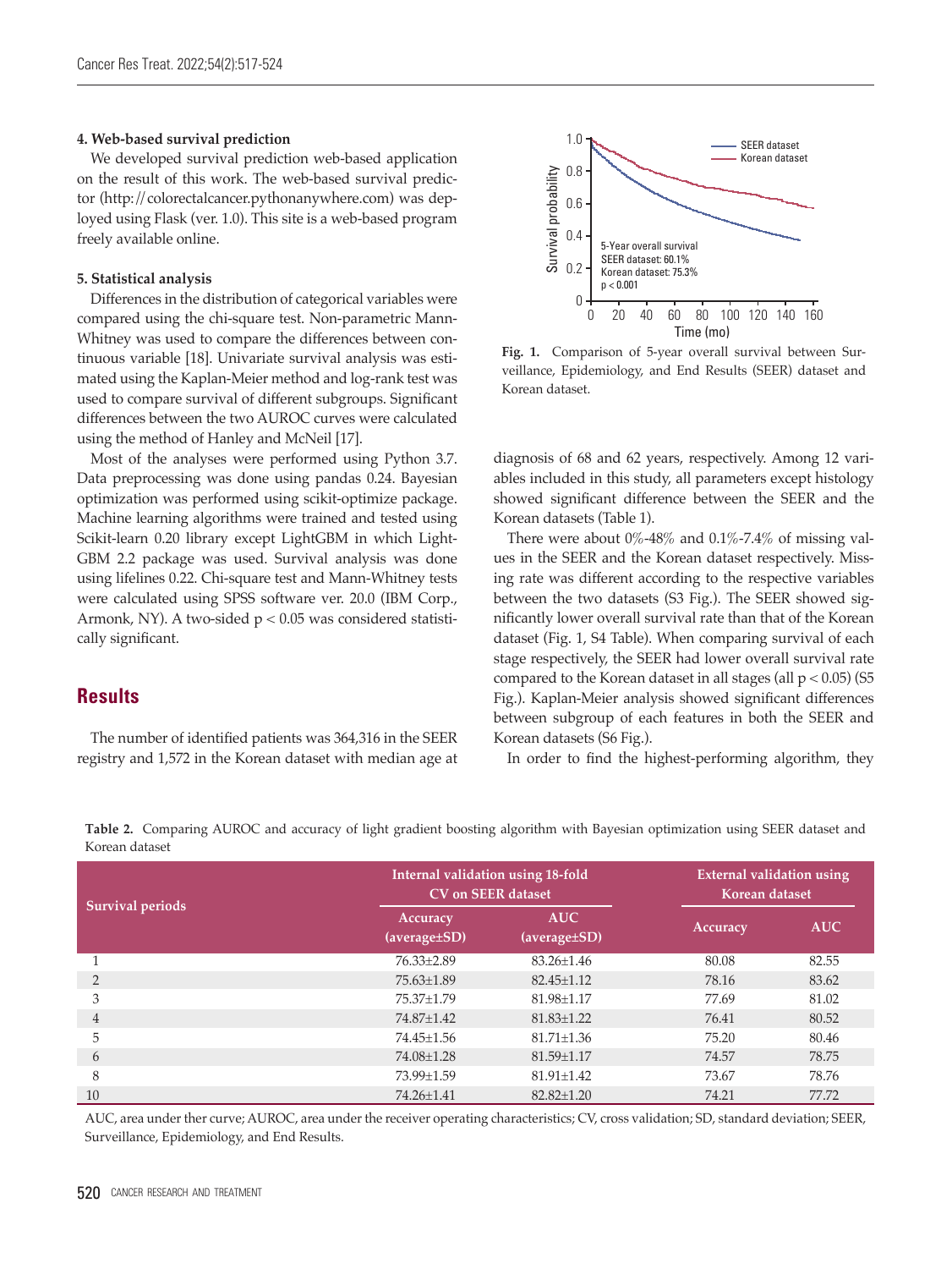### 4. Web-based survival prediction

We developed survival prediction web-based application on the result of this work. The web-based survival predictor (http://colorectalcancer.pythonanywhere.com) was deployed using Flask (ver. 1.0). This site is a web-based program freely available online.

### 5. Statistical analysis

Differences in the distribution of categorical variables were compared using the chi-square test. Non-parametric Mann-Whitney was used to compare the differences between continuous variable [18]. Univariate survival analysis was estimated using the Kaplan-Meier method and log-rank test was used to compare survival of different subgroups. Significant differences between the two AUROC curves were calculated using the method of Hanley and McNeil [17].

Most of the analyses were performed using Python 3.7. Data preprocessing was done using pandas 0.24. Bayesian optimization was performed using scikit-optimize package. Machine learning algorithms were trained and tested using Scikit-learn 0.20 library except LightGBM in which LightGBM 2.2 package was used. Survival analysis was done using lifelines 0.22. Chi-square test and Mann-Whitney tests were calculated using SPSS software ver. 20.0 (IBM Corp., Armonk, NY). A two-sided $p < 0.05$ was considered statistically significant.

## Results

The number of identified patients was 364,316 in the SEER registry and 1,572 in the Korean dataset with median age at diagnosis of 68 and 62 years, respectively. Among 12 variables included in this study, all parameters except histology showed significant difference between the SEER and the Korean datasets (Table 1).

There were about 0%-48% and 0.1%-7.4% of missing values in the SEER and the Korean dataset respectively. Missing rate was different according to the respective variables between the two datasets (S3 Fig.). The SEER showed significantly lower overall survival rate than that of the Korean dataset (Fig. 1, S4 Table). When comparing survival of each stage respectively, the SEER had lower overall survival rate compared to the Korean dataset in all stages (all $p < 0.05$) (S5 Fig.). Kaplan-Meier analysis showed significant differences between subgroup of each features in both the SEER and Korean datasets (S6 Fig.).

In order to find the highest-performing algorithm, they

**Fig. 1.** Comparison of 5-year overall survival between Surveillance, Epidemiology, and End Results (SEER) dataset and Korean dataset.

**Table 2.** Comparing AUROC and accuracy of light gradient boosting algorithm with Bayesian optimization using SEER dataset and Korean dataset

| Survival periods | Internal validation using 18-fold CV on SEER dataset | | External validation using Korean dataset | |
|---|---|---|---|---|
| | Accuracy (average±SD) | AUC (average±SD) | Accuracy | AUC |
| 1 | 76.33±2.89 | 83.26±1.46 | 80.08 | 82.55 |
| 2 | 75.63±1.89 | 82.45±1.12 | 78.16 | 83.62 |
| 3 | 75.37±1.79 | 81.98±1.17 | 77.69 | 81.02 |
| 4 | 74.87±1.42 | 81.83±1.22 | 76.41 | 80.52 |
| 5 | 74.45±1.56 | 81.71±1.36 | 75.20 | 80.46 |
| 6 | 74.08±1.28 | 81.59±1.17 | 74.57 | 78.75 |
| 8 | 73.99±1.59 | 81.91±1.42 | 73.67 | 78.76 |
| 10 | 74.26±1.41 | 82.82±1.20 | 74.21 | 77.72 |

AUC, area under ther curve; AUROC, area under the receiver operating characteristics; CV, cross validation; SD, standard deviation; SEER, Surveillance, Epidemiology, and End Results.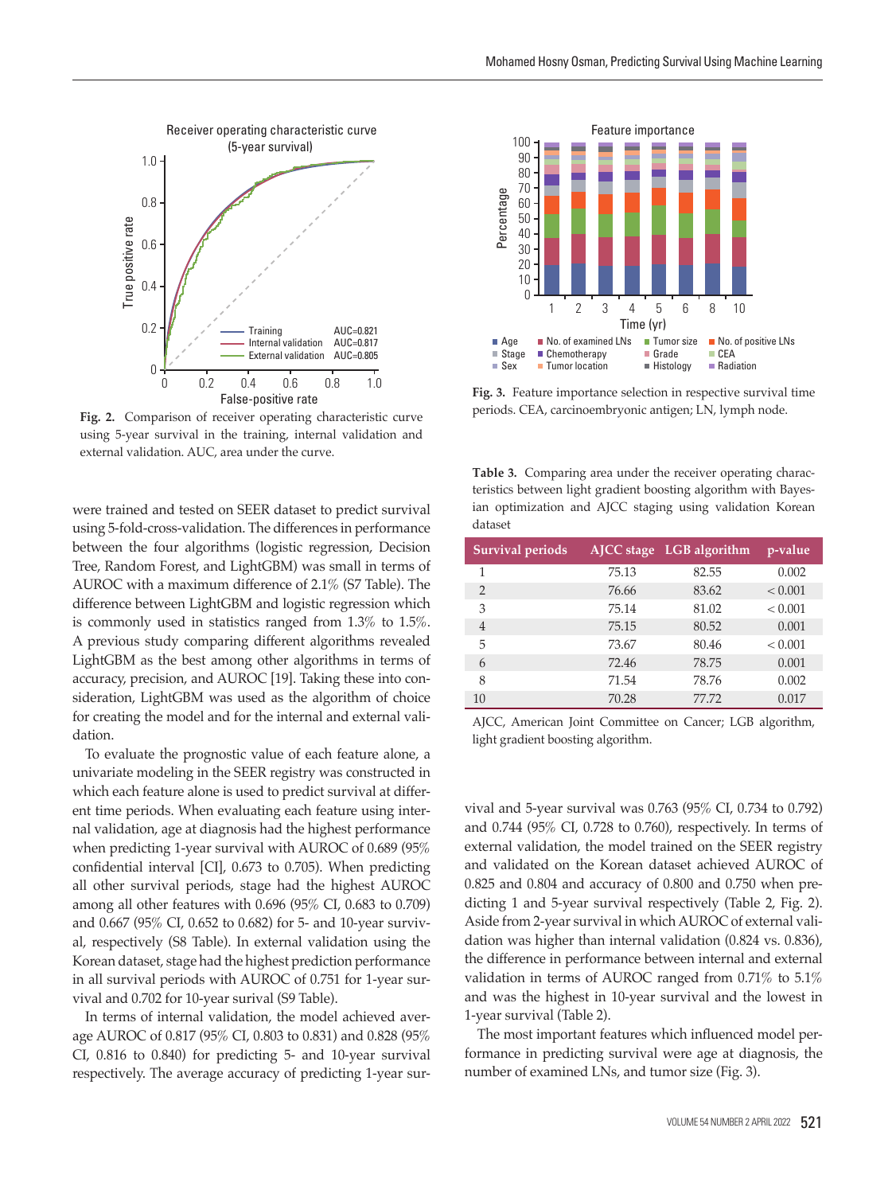Fig. 2. Comparison of receiver operating characteristic curve using 5-year survival in the training, internal validation and external validation. AUC, area under the curve.

were trained and tested on SEER dataset to predict survival using 5-fold-cross-validation. The differences in performance between the four algorithms (logistic regression, Decision Tree, Random Forest, and LightGBM) was small in terms of AUROC with a maximum difference of 2.1% (S7 Table). The difference between LightGBM and logistic regression which is commonly used in statistics ranged from 1.3% to 1.5%. A previous study comparing different algorithms revealed LightGBM as the best among other algorithms in terms of accuracy, precision, and AUROC [19]. Taking these into consideration, LightGBM was used as the algorithm of choice for creating the model and for the internal and external validation.

To evaluate the prognostic value of each feature alone, a univariate modeling in the SEER registry was constructed in which each feature alone is used to predict survival at different time periods. When evaluating each feature using internal validation, age at diagnosis had the highest performance when predicting 1-year survival with AUROC of 0.689 (95% confidential interval [CI], 0.673 to 0.705). When predicting all other survival periods, stage had the highest AUROC among all other features with 0.696 (95% CI, 0.683 to 0.709) and 0.667 (95% CI, 0.652 to 0.682) for 5- and 10-year survival, respectively (S8 Table). In external validation using the Korean dataset, stage had the highest prediction performance in all survival periods with AUROC of 0.751 for 1-year survival and 0.702 for 10-year surival (S9 Table).

In terms of internal validation, the model achieved average AUROC of 0.817 (95% CI, 0.803 to 0.831) and 0.828 (95% CI, 0.816 to 0.840) for predicting 5- and 10-year survival respectively. The average accuracy of predicting 1-year survival and 5-year survival was 0.763 (95% CI, 0.734 to 0.792) and 0.744 (95% CI, 0.728 to 0.760), respectively. In terms of external validation, the model trained on the SEER registry and validated on the Korean dataset achieved AUROC of 0.825 and 0.804 and accuracy of 0.800 and 0.750 when predicting 1 and 5-year survival respectively (Table 2, Fig. 2). Aside from 2-year survival in which AUROC of external validation was higher than internal validation (0.824 vs. 0.836), the difference in performance between internal and external validation in terms of AUROC ranged from 0.71% to 5.1% and was the highest in 10-year survival and the lowest in 1-year survival (Table 2).

The most important features which influenced model performance in predicting survival were age at diagnosis, the number of examined LNs, and tumor size (Fig. 3).

Fig. 3. Feature importance selection in respective survival time periods. CEA, carcinoembryonic antigen; LN, lymph node.

**Table 3.** Comparing area under the receiver operating characteristics between light gradient boosting algorithm with Bayesian optimization and AJCC staging using validation Korean dataset

| Survival periods | AJCC stage | LGB algorithm | p-value |
|---|---|---|---|
| 1 | 75.13 | 82.55 | 0.002 |
| 2 | 76.66 | 83.62 | < 0.001 |
| 3 | 75.14 | 81.02 | < 0.001 |
| 4 | 75.15 | 80.52 | 0.001 |
| 5 | 73.67 | 80.46 | < 0.001 |
| 6 | 72.46 | 78.75 | 0.001 |
| 8 | 71.54 | 78.76 | 0.002 |
| 10 | 70.28 | 77.72 | 0.017 |

AJCC, American Joint Committee on Cancer; LGB algorithm, light gradient boosting algorithm.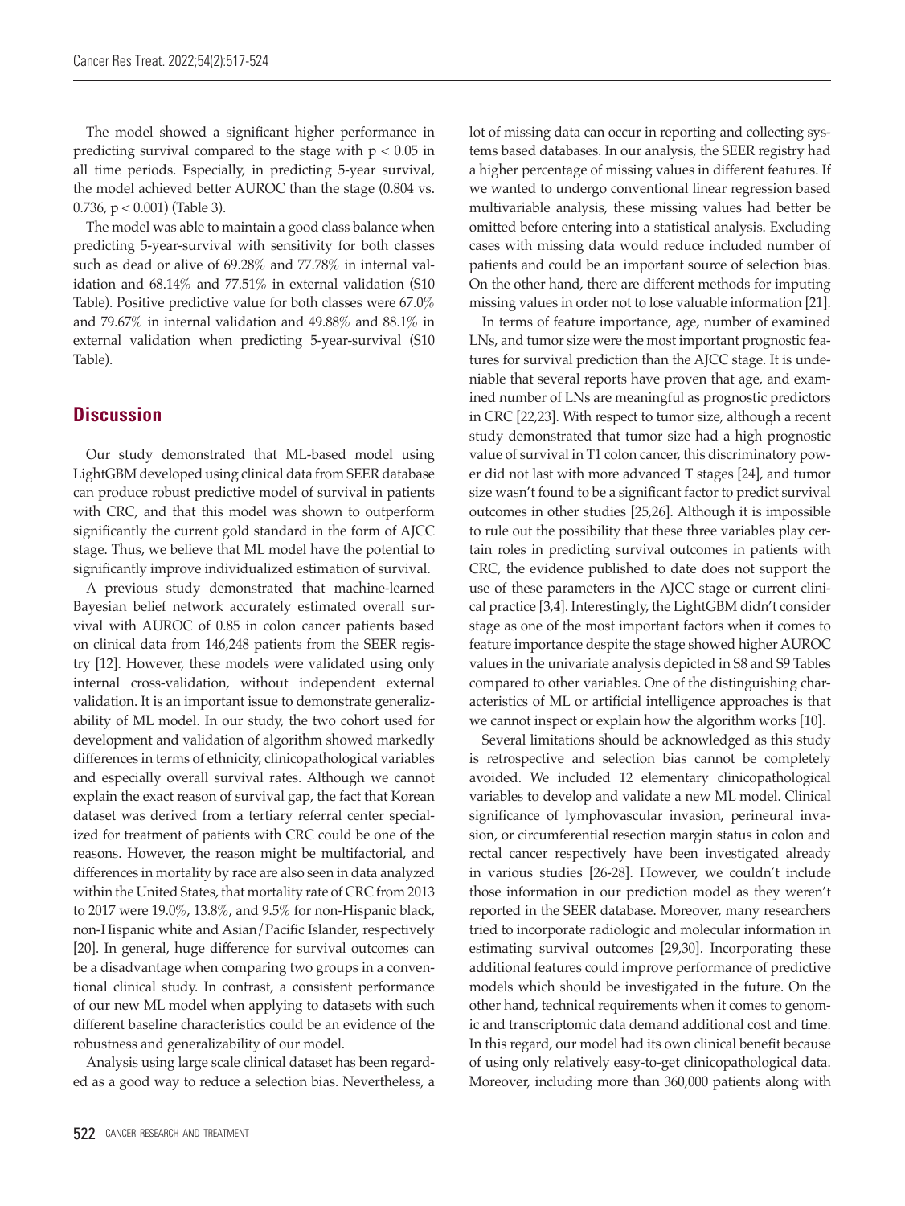The model showed a significant higher performance in predicting survival compared to the stage with $p < 0.05$ in all time periods. Especially, in predicting 5-year survival, the model achieved better AUROC than the stage (0.804 vs. 0.736, $p < 0.001$) (Table 3).

The model was able to maintain a good class balance when predicting 5-year-survival with sensitivity for both classes such as dead or alive of 69.28% and 77.78% in internal validation and 68.14% and 77.51% in external validation (S10 Table). Positive predictive value for both classes were 67.0% and 79.67% in internal validation and 49.88% and 88.1% in external validation when predicting 5-year-survival (S10 Table).

## Discussion

Our study demonstrated that ML-based model using LightGBM developed using clinical data from SEER database can produce robust predictive model of survival in patients with CRC, and that this model was shown to outperform significantly the current gold standard in the form of AJCC stage. Thus, we believe that ML model have the potential to significantly improve individualized estimation of survival.

A previous study demonstrated that machine-learned Bayesian belief network accurately estimated overall survival with AUROC of 0.85 in colon cancer patients based on clinical data from 146,248 patients from the SEER registry [12]. However, these models were validated using only internal cross-validation, without independent external validation. It is an important issue to demonstrate generalizability of ML model. In our study, the two cohort used for development and validation of algorithm showed markedly differences in terms of ethnicity, clinicopathological variables and especially overall survival rates. Although we cannot explain the exact reason of survival gap, the fact that Korean dataset was derived from a tertiary referral center specialized for treatment of patients with CRC could be one of the reasons. However, the reason might be multifactorial, and differences in mortality by race are also seen in data analyzed within the United States, that mortality rate of CRC from 2013 to 2017 were 19.0%, 13.8%, and 9.5% for non-Hispanic black, non-Hispanic white and Asian/Pacific Islander, respectively [20]. In general, huge difference for survival outcomes can be a disadvantage when comparing two groups in a conventional clinical study. In contrast, a consistent performance of our new ML model when applying to datasets with such different baseline characteristics could be an evidence of the robustness and generalizability of our model.

Analysis using large scale clinical dataset has been regarded as a good way to reduce a selection bias. Nevertheless, a lot of missing data can occur in reporting and collecting systems based databases. In our analysis, the SEER registry had a higher percentage of missing values in different features. If we wanted to undergo conventional linear regression based multivariable analysis, these missing values had better be omitted before entering into a statistical analysis. Excluding cases with missing data would reduce included number of patients and could be an important source of selection bias. On the other hand, there are different methods for imputing missing values in order not to lose valuable information [21].

In terms of feature importance, age, number of examined LNs, and tumor size were the most important prognostic features for survival prediction than the AJCC stage. It is undeniable that several reports have proven that age, and examined number of LNs are meaningful as prognostic predictors in CRC [22,23]. With respect to tumor size, although a recent study demonstrated that tumor size had a high prognostic value of survival in T1 colon cancer, this discriminatory power did not last with more advanced T stages [24], and tumor size wasn't found to be a significant factor to predict survival outcomes in other studies [25,26]. Although it is impossible to rule out the possibility that these three variables play certain roles in predicting survival outcomes in patients with CRC, the evidence published to date does not support the use of these parameters in the AJCC stage or current clinical practice [3,4]. Interestingly, the LightGBM didn't consider stage as one of the most important factors when it comes to feature importance despite the stage showed higher AUROC values in the univariate analysis depicted in S8 and S9 Tables compared to other variables. One of the distinguishing characteristics of ML or artificial intelligence approaches is that we cannot inspect or explain how the algorithm works [10].

Several limitations should be acknowledged as this study is retrospective and selection bias cannot be completely avoided. We included 12 elementary clinicopathological variables to develop and validate a new ML model. Clinical significance of lymphovascular invasion, perineural invasion, or circumferential resection margin status in colon and rectal cancer respectively have been investigated already in various studies [26-28]. However, we couldn't include those information in our prediction model as they weren't reported in the SEER database. Moreover, many researchers tried to incorporate radiologic and molecular information in estimating survival outcomes [29,30]. Incorporating these additional features could improve performance of predictive models which should be investigated in the future. On the other hand, technical requirements when it comes to genomic and transcriptomic data demand additional cost and time. In this regard, our model had its own clinical benefit because of using only relatively easy-to-get clinicopathological data. Moreover, including more than 360,000 patients along with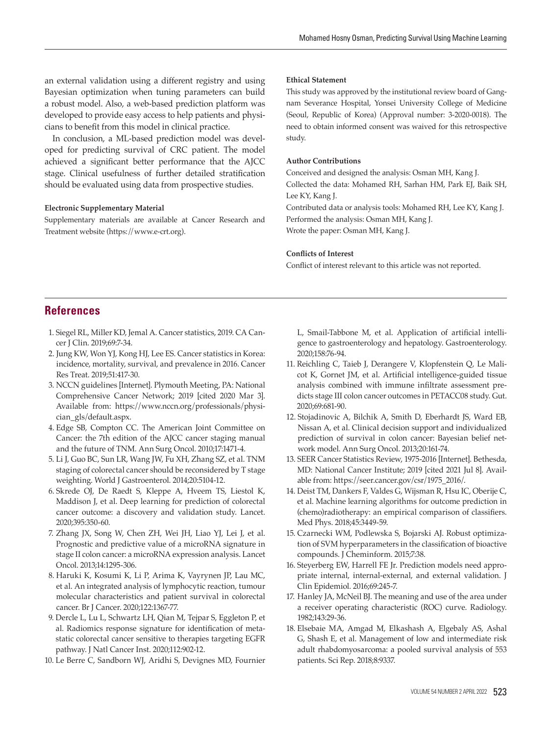an external validation using a different registry and using Bayesian optimization when tuning parameters can build a robust model. Also, a web-based prediction platform was developed to provide easy access to help patients and physicians to benefit from this model in clinical practice.

In conclusion, a ML-based prediction model was developed for predicting survival of CRC patient. The model achieved a significant better performance that the AJCC stage. Clinical usefulness of further detailed stratification should be evaluated using data from prospective studies.

#### Electronic Supplementary Material

Supplementary materials are available at Cancer Research and Treatment website (https://www.e-crt.org).

#### Ethical Statement

This study was approved by the institutional review board of Gangnam Severance Hospital, Yonsei University College of Medicine (Seoul, Republic of Korea) (Approval number: 3-2020-0018). The need to obtain informed consent was waived for this retrospective study.

#### Author Contributions

Conceived and designed the analysis: Osman MH, Kang J.
Collected the data: Mohamed RH, Sarhan HM, Park EJ, Baik SH, Lee KY, Kang J.
Contributed data or analysis tools: Mohamed RH, Lee KY, Kang J.
Performed the analysis: Osman MH, Kang J.
Wrote the paper: Osman MH, Kang J.

#### Conflicts of Interest

Conflict of interest relevant to this article was not reported.

## References

1. Siegel RL, Miller KD, Jemal A. Cancer statistics, 2019. CA Cancer J Clin. 2019;69:7-34.
2. Jung KW, Won YJ, Kong HJ, Lee ES. Cancer statistics in Korea: incidence, mortality, survival, and prevalence in 2016. Cancer Res Treat. 2019;51:417-30.
3. NCCN guidelines [Internet]. Plymouth Meeting, PA: National Comprehensive Cancer Network; 2019 [cited 2020 Mar 3]. Available from: https://www.nccn.org/professionals/physician_gls/default.aspx.
4. Edge SB, Compton CC. The American Joint Committee on Cancer: the 7th edition of the AJCC cancer staging manual and the future of TNM. Ann Surg Oncol. 2010;17:1471-4.
5. Li J, Guo BC, Sun LR, Wang JW, Fu XH, Zhang SZ, et al. TNM staging of colorectal cancer should be reconsidered by T stage weighting. World J Gastroenterol. 2014;20:5104-12.
6. Skrede OJ, De Raedt S, Kleppe A, Hveem TS, Liestol K, Maddison J, et al. Deep learning for prediction of colorectal cancer outcome: a discovery and validation study. Lancet. 2020;395:350-60.
7. Zhang JX, Song W, Chen ZH, Wei JH, Liao YJ, Lei J, et al. Prognostic and predictive value of a microRNA signature in stage II colon cancer: a microRNA expression analysis. Lancet Oncol. 2013;14:1295-306.
8. Haruki K, Kosumi K, Li P, Arima K, Vayrynen JP, Lau MC, et al. An integrated analysis of lymphocytic reaction, tumour molecular characteristics and patient survival in colorectal cancer. Br J Cancer. 2020;122:1367-77.
9. Dercle L, Lu L, Schwartz LH, Qian M, Tejpar S, Eggleton P, et al. Radiomics response signature for identification of metastatic colorectal cancer sensitive to therapies targeting EGFR pathway. J Natl Cancer Inst. 2020;112:902-12.
10. Le Berre C, Sandborn WJ, Aridhi S, Devignes MD, Fournier L, Smail-Tabbone M, et al. Application of artificial intelligence to gastroenterology and hepatology. Gastroenterology. 2020;158:76-94.
11. Reichling C, Taieb J, Derangere V, Klopfenstein Q, Le Malicot K, Gornet JM, et al. Artificial intelligence-guided tissue analysis combined with immune infiltrate assessment predicts stage III colon cancer outcomes in PETACC08 study. Gut. 2020;69:681-90.
12. Stojadinovic A, Bilchik A, Smith D, Eberhardt JS, Ward EB, Nissan A, et al. Clinical decision support and individualized prediction of survival in colon cancer: Bayesian belief network model. Ann Surg Oncol. 2013;20:161-74.
13. SEER Cancer Statistics Review, 1975-2016 [Internet]. Bethesda, MD: National Cancer Institute; 2019 [cited 2021 Jul 8]. Available from: https://seer.cancer.gov/csr/1975_2016/.
14. Deist TM, Dankers F, Valdes G, Wijsman R, Hsu IC, Oberije C, et al. Machine learning algorithms for outcome prediction in (chemo)radiotherapy: an empirical comparison of classifiers. Med Phys. 2018;45:3449-59.
15. Czarnecki WM, Podlewska S, Bojarski AJ. Robust optimization of SVM hyperparameters in the classification of bioactive compounds. J Cheminform. 2015;7:38.
16. Steyerberg EW, Harrell FE Jr. Prediction models need appropriate internal, internal-external, and external validation. J Clin Epidemiol. 2016;69:245-7.
17. Hanley JA, McNeil BJ. The meaning and use of the area under a receiver operating characteristic (ROC) curve. Radiology. 1982;143:29-36.
18. Elsebaie MA, Amgad M, Elkashash A, Elgebaly AS, Ashal G, Shash E, et al. Management of low and intermediate risk adult rhabdomyosarcoma: a pooled survival analysis of 553 patients. Sci Rep. 2018;8:9337.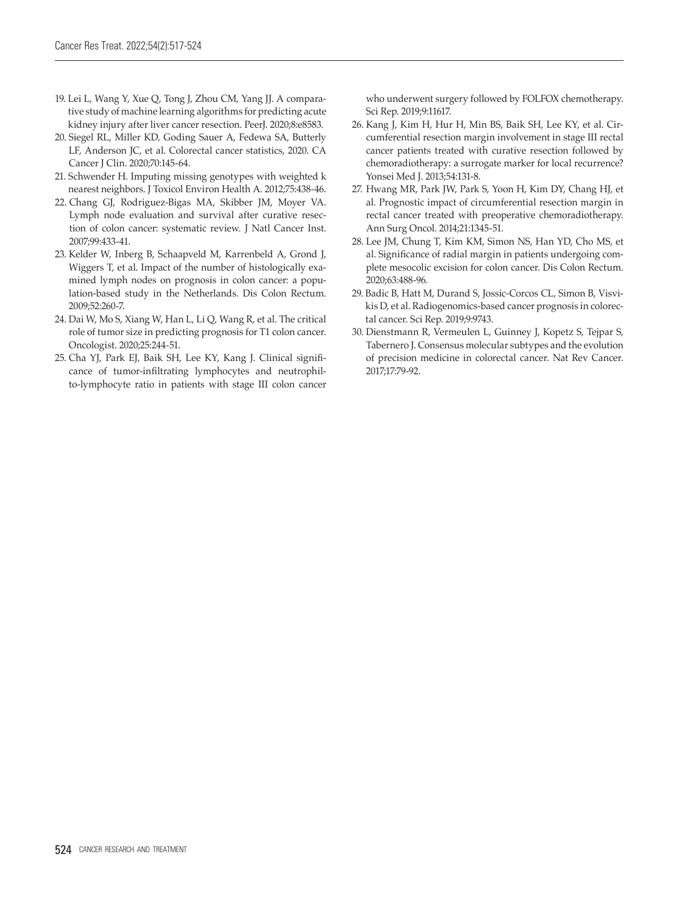19. Lei L, Wang Y, Xue Q, Tong J, Zhou CM, Yang JJ. A comparative study of machine learning algorithms for predicting acute kidney injury after liver cancer resection. PeerJ. 2020;8:e8583.
20. Siegel RL, Miller KD, Goding Sauer A, Fedewa SA, Butterly LF, Anderson JC, et al. Colorectal cancer statistics, 2020. CA Cancer J Clin. 2020;70:145-64.
21. Schwender H. Imputing missing genotypes with weighted k nearest neighbors. J Toxicol Environ Health A. 2012;75:438-46.
22. Chang GJ, Rodriguez-Bigas MA, Skibber JM, Moyer VA. Lymph node evaluation and survival after curative resection of colon cancer: systematic review. J Natl Cancer Inst. 2007;99:433-41.
23. Kelder W, Inberg B, Schaapveld M, Karrenbeld A, Grond J, Wiggers T, et al. Impact of the number of histologically examined lymph nodes on prognosis in colon cancer: a population-based study in the Netherlands. Dis Colon Rectum. 2009;52:260-7.
24. Dai W, Mo S, Xiang W, Han L, Li Q, Wang R, et al. The critical role of tumor size in predicting prognosis for T1 colon cancer. Oncologist. 2020;25:244-51.
25. Cha YJ, Park EJ, Baik SH, Lee KY, Kang J. Clinical significance of tumor-infiltrating lymphocytes and neutrophil-to-lymphocyte ratio in patients with stage III colon cancer who underwent surgery followed by FOLFOX chemotherapy. Sci Rep. 2019;9:11617.
26. Kang J, Kim H, Hur H, Min BS, Baik SH, Lee KY, et al. Circumferential resection margin involvement in stage III rectal cancer patients treated with curative resection followed by chemoradiotherapy: a surrogate marker for local recurrence? Yonsei Med J. 2013;54:131-8.
27. Hwang MR, Park JW, Park S, Yoon H, Kim DY, Chang HJ, et al. Prognostic impact of circumferential resection margin in rectal cancer treated with preoperative chemoradiotherapy. Ann Surg Oncol. 2014;21:1345-51.
28. Lee JM, Chung T, Kim KM, Simon NS, Han YD, Cho MS, et al. Significance of radial margin in patients undergoing complete mesocolic excision for colon cancer. Dis Colon Rectum. 2020;63:488-96.
29. Badic B, Hatt M, Durand S, Jossic-Corcos CL, Simon B, Visvikis D, et al. Radiogenomics-based cancer prognosis in colorectal cancer. Sci Rep. 2019;9:9743.
30. Dienstmann R, Vermeulen L, Guinney J, Kopetz S, Tejpar S, Tabernero J. Consensus molecular subtypes and the evolution of precision medicine in colorectal cancer. Nat Rev Cancer. 2017;17:79-92.